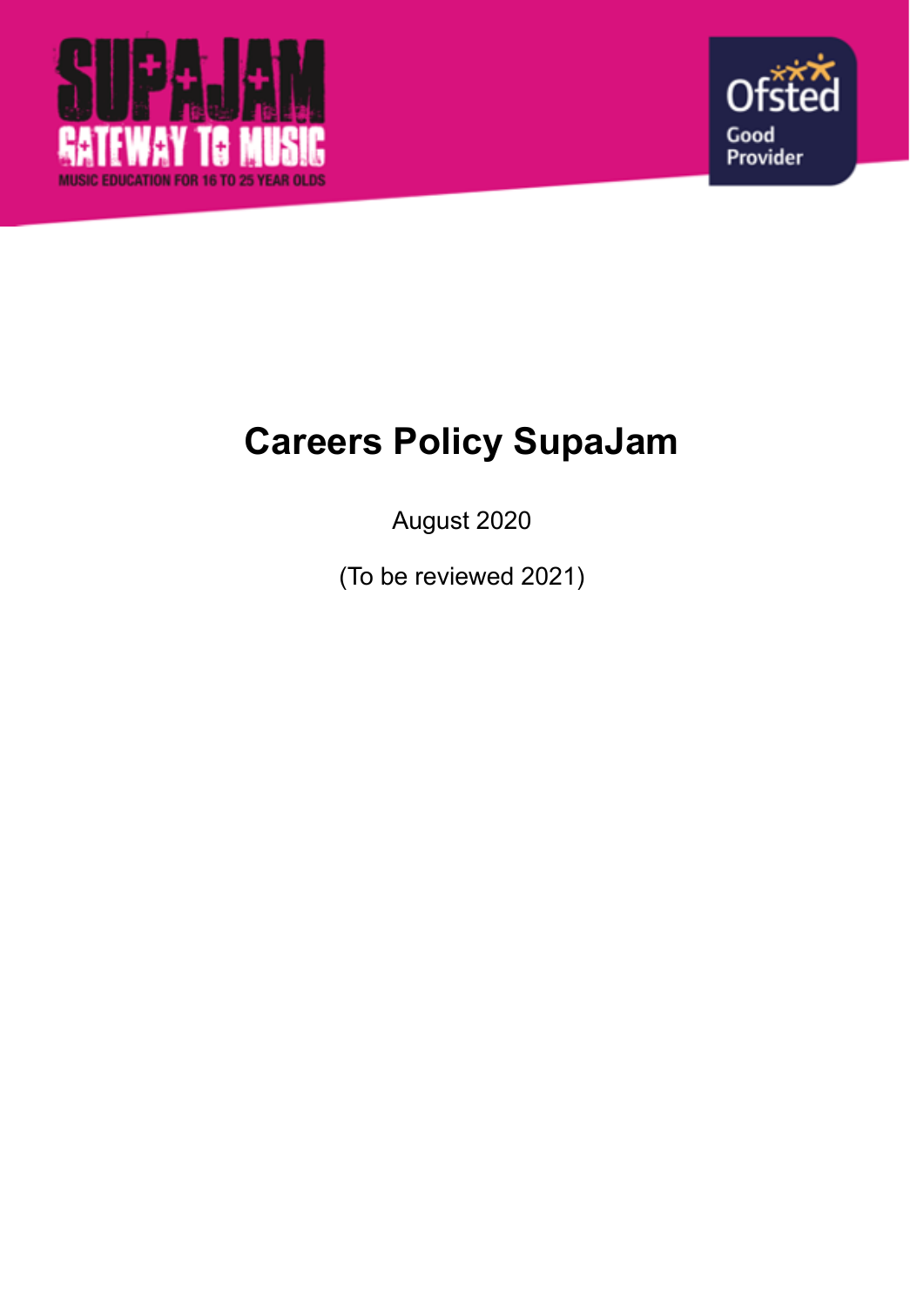# Careers Policy SupaJam

August 2020

(To be reviewed 2021)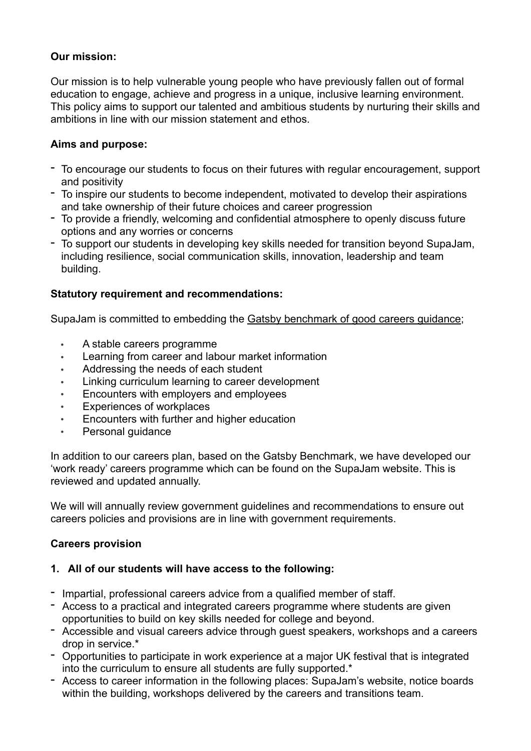**Our mission:**

Our mission is to help vulnerable young people who have previously fallen out of formal education to engage, achieve and progress in a unique, inclusive learning environment. This policy aims to support our talented and ambitious students by nurturing their skills and ambitions in line with our mission statement and ethos.

**Aims and purpose:**

- To encourage our students to focus on their futures with regular encouragement, support and positivity
- To inspire our students to become independent, motivated to develop their aspirations and take ownership of their future choices and career progression
- To provide a friendly, welcoming and confidential atmosphere to openly discuss future options and any worries or concerns
- To support our students in developing key skills needed for transition beyond SupaJam, including resilience, social communication skills, innovation, leadership and team building.

**Statutory requirement and recommendations:**

SupaJam is committed to embedding the Gatsby benchmark of good careers guidance;

- A stable careers programme
- Learning from career and labour market information
- Addressing the needs of each student
- Linking curriculum learning to career development
- Encounters with employers and employees
- Experiences of workplaces
- Encounters with further and higher education
- Personal guidance

In addition to our careers plan, based on the Gatsby Benchmark, we have developed our 'work ready' careers programme which can be found on the SupaJam website. This is reviewed and updated annually.

We will will annually review government guidelines and recommendations to ensure out careers policies and provisions are in line with government requirements.

**Careers provision**

**1. All of our students will have access to the following:**

- Impartial, professional careers advice from a qualified member of staff.
- Access to a practical and integrated careers programme where students are given opportunities to build on key skills needed for college and beyond.
- Accessible and visual careers advice through guest speakers, workshops and a careers drop in service.*
- Opportunities to participate in work experience at a major UK festival that is integrated into the curriculum to ensure all students are fully supported.*
- Access to career information in the following places: SupaJam's website, notice boards within the building, workshops delivered by the careers and transitions team.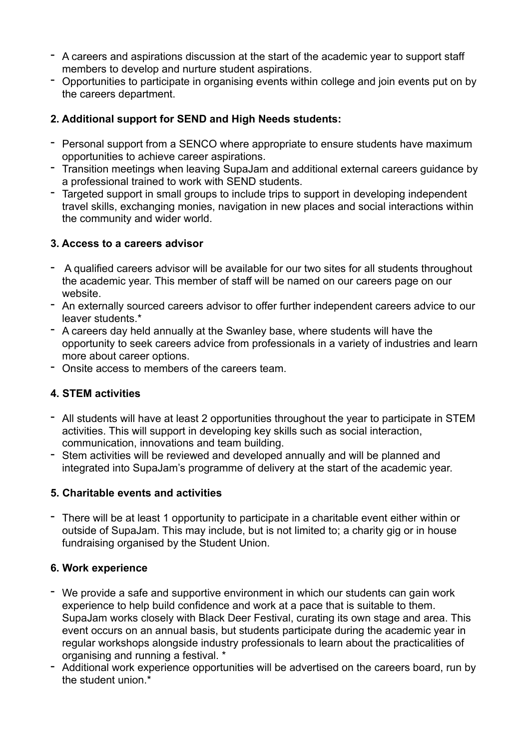- A careers and aspirations discussion at the start of the academic year to support staff members to develop and nurture student aspirations.
- Opportunities to participate in organising events within college and join events put on by the careers department.

**2. Additional support for SEND and High Needs students:**

- Personal support from a SENCO where appropriate to ensure students have maximum opportunities to achieve career aspirations.
- Transition meetings when leaving SupaJam and additional external careers guidance by a professional trained to work with SEND students.
- Targeted support in small groups to include trips to support in developing independent travel skills, exchanging monies, navigation in new places and social interactions within the community and wider world.

**3. Access to a careers advisor**

- A qualified careers advisor will be available for our two sites for all students throughout the academic year. This member of staff will be named on our careers page on our website.
- An externally sourced careers advisor to offer further independent careers advice to our leaver students.*
- A careers day held annually at the Swanley base, where students will have the opportunity to seek careers advice from professionals in a variety of industries and learn more about career options.
- Onsite access to members of the careers team.

**4. STEM activities**

- All students will have at least 2 opportunities throughout the year to participate in STEM activities. This will support in developing key skills such as social interaction, communication, innovations and team building.
- Stem activities will be reviewed and developed annually and will be planned and integrated into SupaJam's programme of delivery at the start of the academic year.

**5. Charitable events and activities**

- There will be at least 1 opportunity to participate in a charitable event either within or outside of SupaJam. This may include, but is not limited to; a charity gig or in house fundraising organised by the Student Union.

**6. Work experience**

- We provide a safe and supportive environment in which our students can gain work experience to help build confidence and work at a pace that is suitable to them. SupaJam works closely with Black Deer Festival, curating its own stage and area. This event occurs on an annual basis, but students participate during the academic year in regular workshops alongside industry professionals to learn about the practicalities of organising and running a festival. *
- Additional work experience opportunities will be advertised on the careers board, run by the student union.*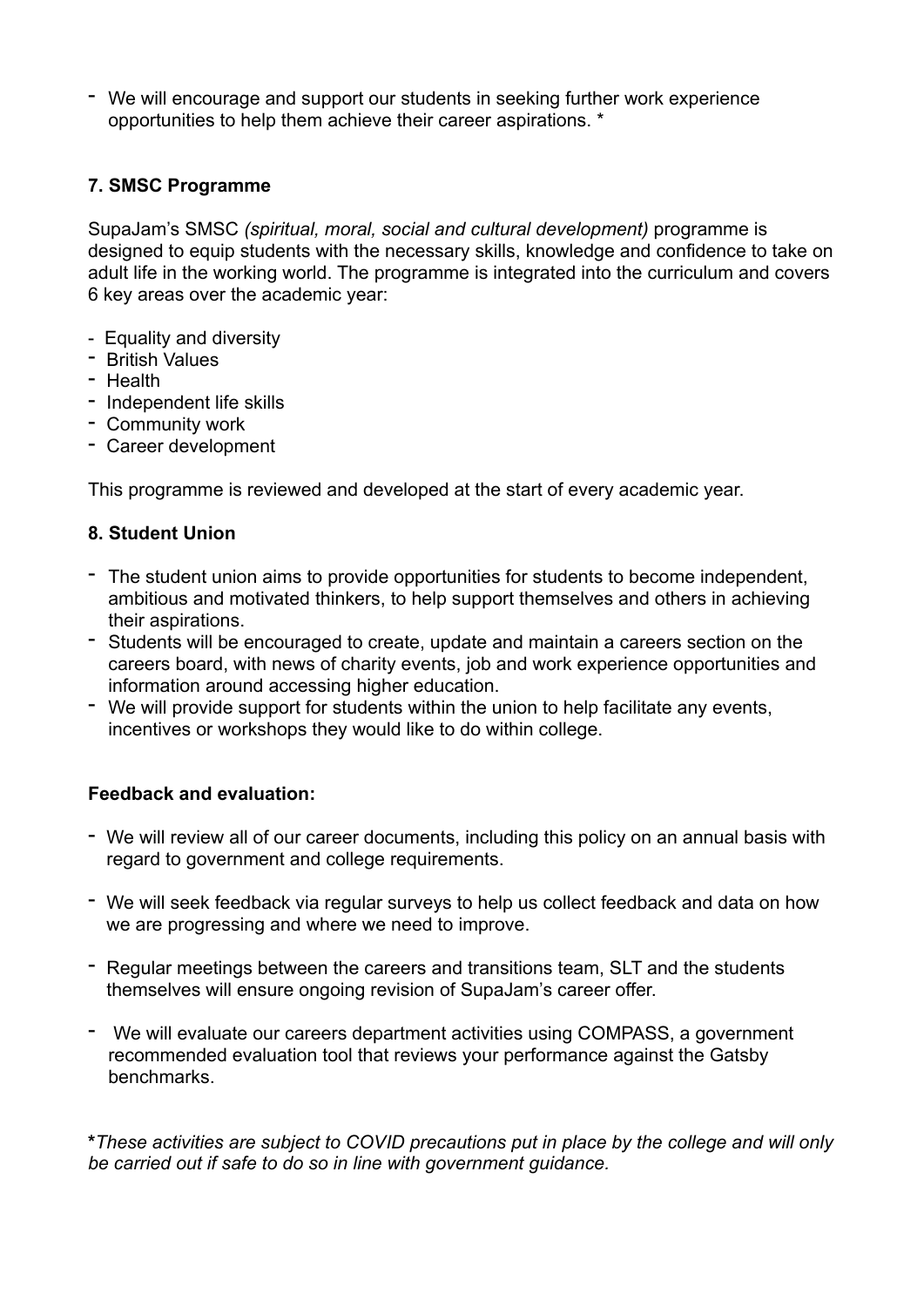- We will encourage and support our students in seeking further work experience opportunities to help them achieve their career aspirations. *

### 7. SMSC Programme

SupaJam's SMSC *(spiritual, moral, social and cultural development)* programme is designed to equip students with the necessary skills, knowledge and confidence to take on adult life in the working world. The programme is integrated into the curriculum and covers 6 key areas over the academic year:

- Equality and diversity
- British Values
- Health
- Independent life skills
- Community work
- Career development

This programme is reviewed and developed at the start of every academic year.

### 8. Student Union

- The student union aims to provide opportunities for students to become independent, ambitious and motivated thinkers, to help support themselves and others in achieving their aspirations.
- Students will be encouraged to create, update and maintain a careers section on the careers board, with news of charity events, job and work experience opportunities and information around accessing higher education.
- We will provide support for students within the union to help facilitate any events, incentives or workshops they would like to do within college.

### Feedback and evaluation:

- We will review all of our career documents, including this policy on an annual basis with regard to government and college requirements.
- We will seek feedback via regular surveys to help us collect feedback and data on how we are progressing and where we need to improve.
- Regular meetings between the careers and transitions team, SLT and the students themselves will ensure ongoing revision of SupaJam's career offer.
- We will evaluate our careers department activities using COMPASS, a government recommended evaluation tool that reviews your performance against the Gatsby benchmarks.

**\***
*These activities are subject to COVID precautions put in place by the college and will only be carried out if safe to do so in line with government guidance.*